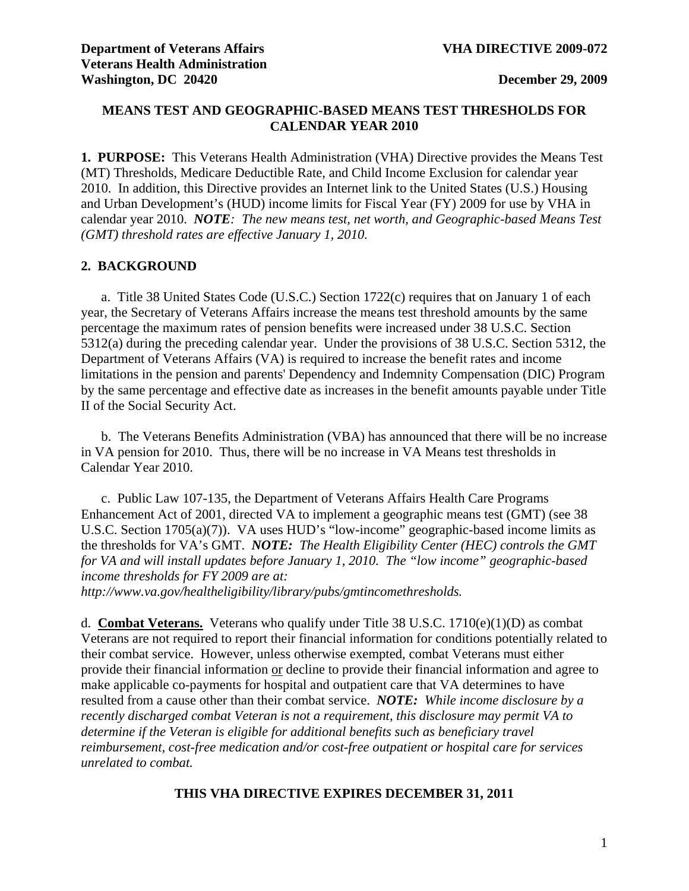**Department of Veterans Affairs**
**Veterans Health Administration**
**Washington, DC 20420**

**VHA DIRECTIVE 2009-072**

**December 29, 2009**

## MEANS TEST AND GEOGRAPHIC-BASED MEANS TEST THRESHOLDS FOR CALENDAR YEAR 2010

**1. PURPOSE:** This Veterans Health Administration (VHA) Directive provides the Means Test (MT) Thresholds, Medicare Deductible Rate, and Child Income Exclusion for calendar year 2010. In addition, this Directive provides an Internet link to the United States (U.S.) Housing and Urban Development's (HUD) income limits for Fiscal Year (FY) 2009 for use by VHA in calendar year 2010. ***NOTE****: The new means test, net worth, and Geographic-based Means Test (GMT) threshold rates are effective January 1, 2010.*

**2. BACKGROUND**

a. Title 38 United States Code (U.S.C.) Section 1722(c) requires that on January 1 of each year, the Secretary of Veterans Affairs increase the means test threshold amounts by the same percentage the maximum rates of pension benefits were increased under 38 U.S.C. Section 5312(a) during the preceding calendar year. Under the provisions of 38 U.S.C. Section 5312, the Department of Veterans Affairs (VA) is required to increase the benefit rates and income limitations in the pension and parents' Dependency and Indemnity Compensation (DIC) Program by the same percentage and effective date as increases in the benefit amounts payable under Title II of the Social Security Act.

b. The Veterans Benefits Administration (VBA) has announced that there will be no increase in VA pension for 2010. Thus, there will be no increase in VA Means test thresholds in Calendar Year 2010.

c. Public Law 107-135, the Department of Veterans Affairs Health Care Programs Enhancement Act of 2001, directed VA to implement a geographic means test (GMT) (see 38 U.S.C. Section 1705(a)(7)). VA uses HUD's "low-income" geographic-based income limits as the thresholds for VA's GMT. ***NOTE:*** *The Health Eligibility Center (HEC) controls the GMT for VA and will install updates before January 1, 2010. The "low income" geographic-based income thresholds for FY 2009 are at: http://www.va.gov/healtheligibility/library/pubs/gmtincomethresholds.*

d. **Combat Veterans.** Veterans who qualify under Title 38 U.S.C. 1710(e)(1)(D) as combat Veterans are not required to report their financial information for conditions potentially related to their combat service. However, unless otherwise exempted, combat Veterans must either provide their financial information or decline to provide their financial information and agree to make applicable co-payments for hospital and outpatient care that VA determines to have resulted from a cause other than their combat service. ***NOTE:*** *While income disclosure by a recently discharged combat Veteran is not a requirement, this disclosure may permit VA to determine if the Veteran is eligible for additional benefits such as beneficiary travel reimbursement, cost-free medication and/or cost-free outpatient or hospital care for services unrelated to combat.*

**THIS VHA DIRECTIVE EXPIRES DECEMBER 31, 2011**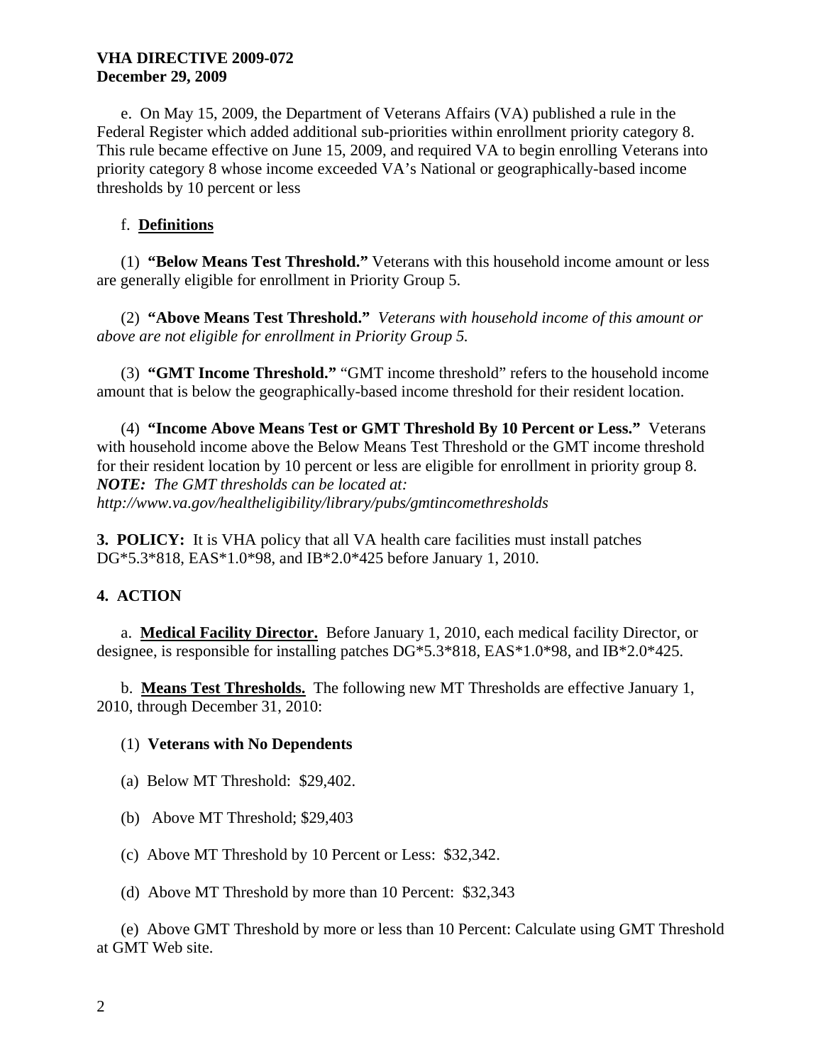e. On May 15, 2009, the Department of Veterans Affairs (VA) published a rule in the Federal Register which added additional sub-priorities within enrollment priority category 8. This rule became effective on June 15, 2009, and required VA to begin enrolling Veterans into priority category 8 whose income exceeded VA's National or geographically-based income thresholds by 10 percent or less

f. **Definitions**

(1) **"Below Means Test Threshold."** Veterans with this household income amount or less are generally eligible for enrollment in Priority Group 5.

(2) **"Above Means Test Threshold."** *Veterans with household income of this amount or above are not eligible for enrollment in Priority Group 5.*

(3) **"GMT Income Threshold."** "GMT income threshold" refers to the household income amount that is below the geographically-based income threshold for their resident location.

(4) **"Income Above Means Test or GMT Threshold By 10 Percent or Less."** Veterans with household income above the Below Means Test Threshold or the GMT income threshold for their resident location by 10 percent or less are eligible for enrollment in priority group 8. ***NOTE:*** *The GMT thresholds can be located at: http://www.va.gov/healtheligibility/library/pubs/gmtincomethresholds*

**3. POLICY:** It is VHA policy that all VA health care facilities must install patches DG*5.3*818, EAS*1.0*98, and IB*2.0*425 before January 1, 2010.

## 4. ACTION

a. **Medical Facility Director.** Before January 1, 2010, each medical facility Director, or designee, is responsible for installing patches DG*5.3*818, EAS*1.0*98, and IB*2.0*425.

b. **Means Test Thresholds.** The following new MT Thresholds are effective January 1, 2010, through December 31, 2010:

(1) **Veterans with No Dependents**

(a) Below MT Threshold: $29,402.

(b) Above MT Threshold; $29,403

(c) Above MT Threshold by 10 Percent or Less: $32,342.

(d) Above MT Threshold by more than 10 Percent: $32,343

(e) Above GMT Threshold by more or less than 10 Percent: Calculate using GMT Threshold at GMT Web site.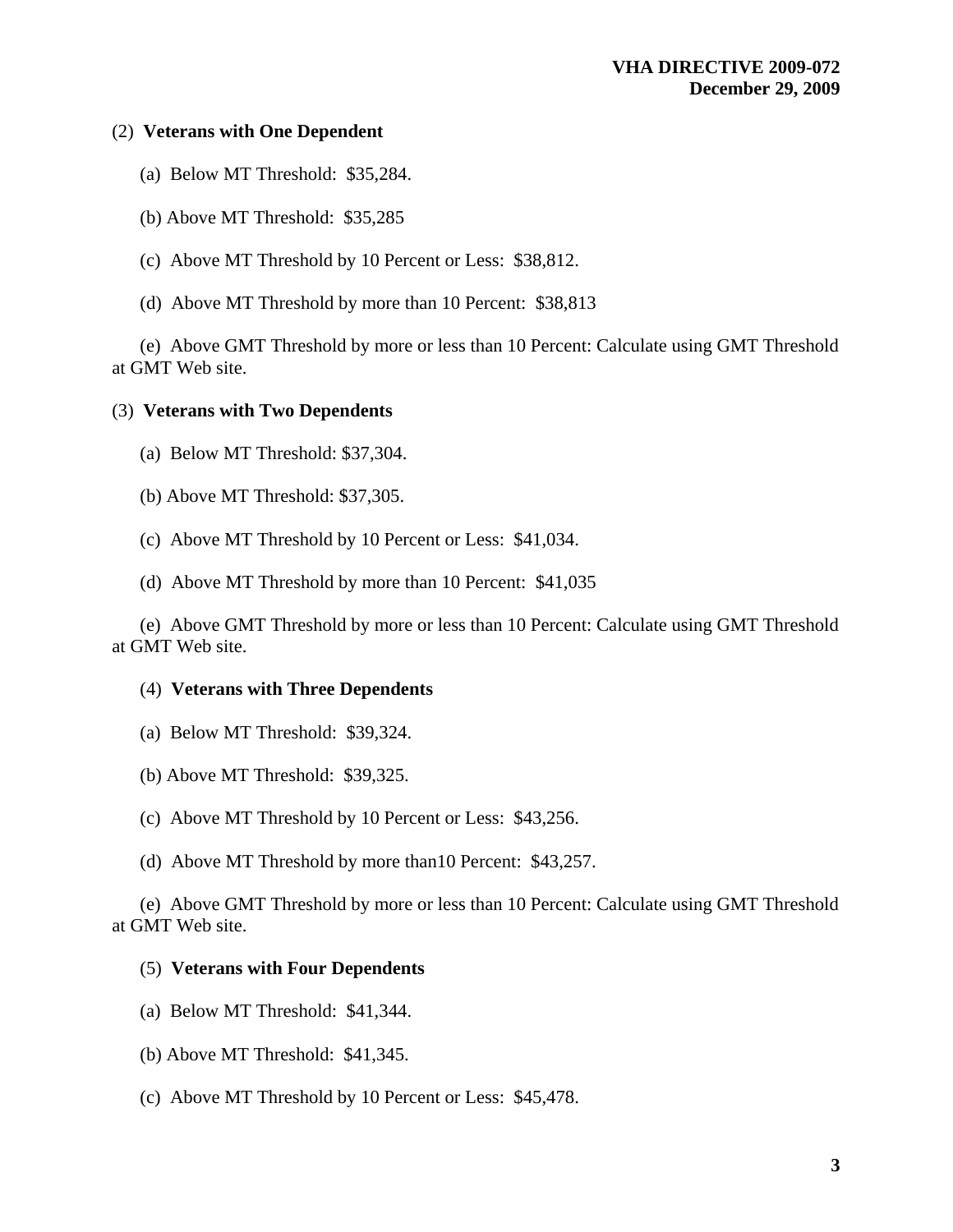(2) **Veterans with One Dependent**

(a) Below MT Threshold: $35,284.

(b) Above MT Threshold: $35,285

(c) Above MT Threshold by 10 Percent or Less: $38,812.

(d) Above MT Threshold by more than 10 Percent: $38,813

(e) Above GMT Threshold by more or less than 10 Percent: Calculate using GMT Threshold at GMT Web site.

(3) **Veterans with Two Dependents**

(a) Below MT Threshold: $37,304.

(b) Above MT Threshold: $37,305.

(c) Above MT Threshold by 10 Percent or Less: $41,034.

(d) Above MT Threshold by more than 10 Percent: $41,035

(e) Above GMT Threshold by more or less than 10 Percent: Calculate using GMT Threshold at GMT Web site.

(4) **Veterans with Three Dependents**

(a) Below MT Threshold: $39,324.

(b) Above MT Threshold: $39,325.

(c) Above MT Threshold by 10 Percent or Less: $43,256.

(d) Above MT Threshold by more than10 Percent: $43,257.

(e) Above GMT Threshold by more or less than 10 Percent: Calculate using GMT Threshold at GMT Web site.

(5) **Veterans with Four Dependents**

(a) Below MT Threshold: $41,344.

(b) Above MT Threshold: $41,345.

(c) Above MT Threshold by 10 Percent or Less: $45,478.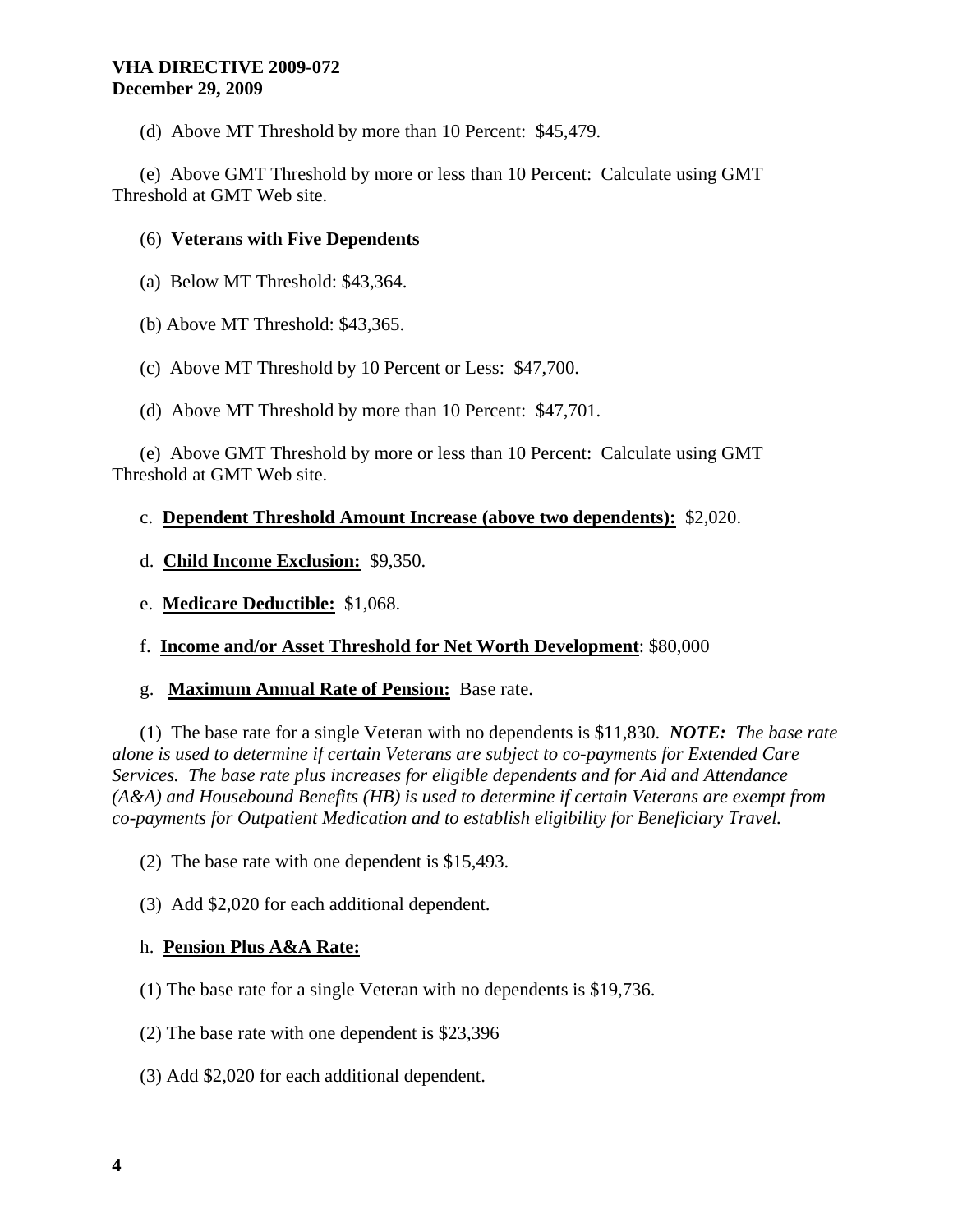(d) Above MT Threshold by more than 10 Percent: $45,479.

(e) Above GMT Threshold by more or less than 10 Percent: Calculate using GMT Threshold at GMT Web site.

(6) **Veterans with Five Dependents**

(a) Below MT Threshold: $43,364.

(b) Above MT Threshold: $43,365.

(c) Above MT Threshold by 10 Percent or Less: $47,700.

(d) Above MT Threshold by more than 10 Percent: $47,701.

(e) Above GMT Threshold by more or less than 10 Percent: Calculate using GMT Threshold at GMT Web site.

c. **Dependent Threshold Amount Increase (above two dependents):** $2,020.

d. **Child Income Exclusion:** $9,350.

e. **Medicare Deductible:** $1,068.

f. **Income and/or Asset Threshold for Net Worth Development**: $80,000

g. **Maximum Annual Rate of Pension:** Base rate.

(1) The base rate for a single Veteran with no dependents is $11,830. ***NOTE:*** *The base rate alone is used to determine if certain Veterans are subject to co-payments for Extended Care Services. The base rate plus increases for eligible dependents and for Aid and Attendance (A&A) and Housebound Benefits (HB) is used to determine if certain Veterans are exempt from co-payments for Outpatient Medication and to establish eligibility for Beneficiary Travel.*

(2) The base rate with one dependent is $15,493.

(3) Add $2,020 for each additional dependent.

h. **Pension Plus A&A Rate:**

(1) The base rate for a single Veteran with no dependents is $19,736.

(2) The base rate with one dependent is $23,396

(3) Add $2,020 for each additional dependent.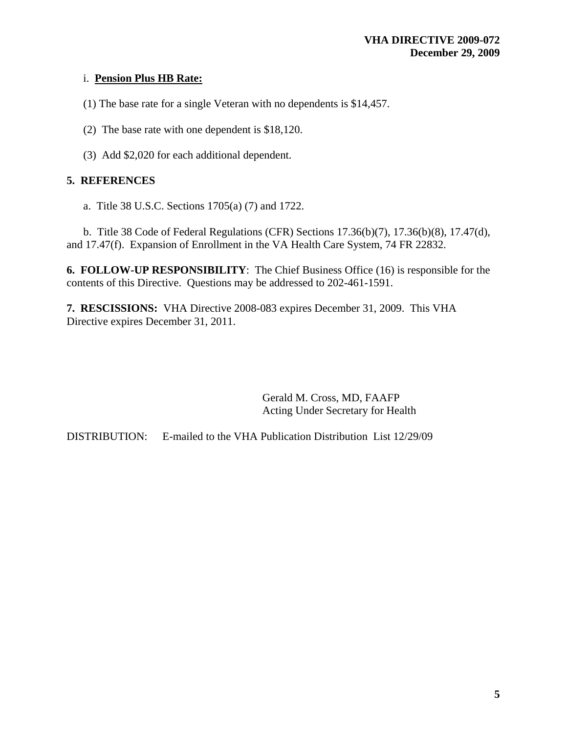i. **Pension Plus HB Rate:**

(1) The base rate for a single Veteran with no dependents is $14,457.

(2) The base rate with one dependent is $18,120.

(3) Add $2,020 for each additional dependent.

## 5. REFERENCES

a. Title 38 U.S.C. Sections 1705(a) (7) and 1722.

b. Title 38 Code of Federal Regulations (CFR) Sections 17.36(b)(7), 17.36(b)(8), 17.47(d), and 17.47(f). Expansion of Enrollment in the VA Health Care System, 74 FR 22832.

**6. FOLLOW-UP RESPONSIBILITY**: The Chief Business Office (16) is responsible for the contents of this Directive. Questions may be addressed to 202-461-1591.

**7. RESCISSIONS:** VHA Directive 2008-083 expires December 31, 2009. This VHA Directive expires December 31, 2011.

Gerald M. Cross, MD, FAAFP
Acting Under Secretary for Health

DISTRIBUTION: E-mailed to the VHA Publication Distribution List 12/29/09